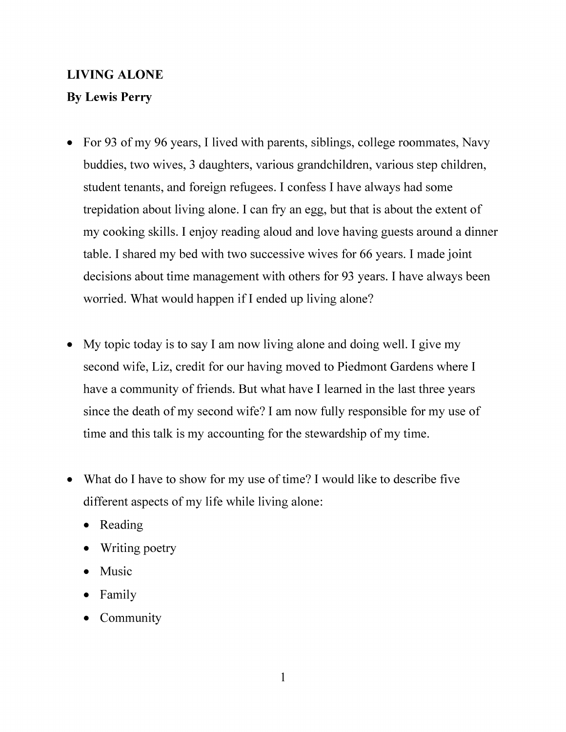**LIVING ALONE**

**By Lewis Perry**

- For 93 of my 96 years, I lived with parents, siblings, college roommates, Navy buddies, two wives, 3 daughters, various grandchildren, various step children, student tenants, and foreign refugees. I confess I have always had some trepidation about living alone. I can fry an egg, but that is about the extent of my cooking skills. I enjoy reading aloud and love having guests around a dinner table. I shared my bed with two successive wives for 66 years. I made joint decisions about time management with others for 93 years. I have always been worried. What would happen if I ended up living alone?

- My topic today is to say I am now living alone and doing well. I give my second wife, Liz, credit for our having moved to Piedmont Gardens where I have a community of friends. But what have I learned in the last three years since the death of my second wife? I am now fully responsible for my use of time and this talk is my accounting for the stewardship of my time.

- What do I have to show for my use of time? I would like to describe five different aspects of my life while living alone:
  - Reading
  - Writing poetry
  - Music
  - Family
  - Community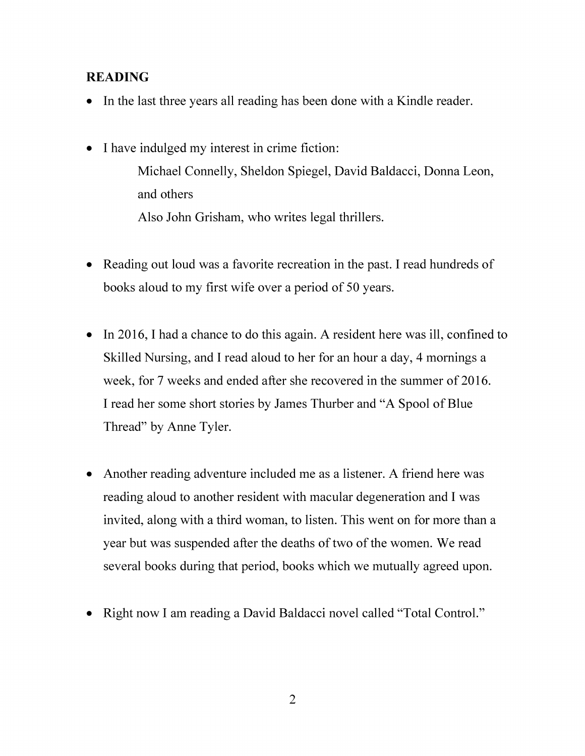**READING**

- In the last three years all reading has been done with a Kindle reader.

- I have indulged my interest in crime fiction:

  Michael Connelly, Sheldon Spiegel, David Baldacci, Donna Leon, and others

  Also John Grisham, who writes legal thrillers.

- Reading out loud was a favorite recreation in the past. I read hundreds of books aloud to my first wife over a period of 50 years.

- In 2016, I had a chance to do this again. A resident here was ill, confined to Skilled Nursing, and I read aloud to her for an hour a day, 4 mornings a week, for 7 weeks and ended after she recovered in the summer of 2016. I read her some short stories by James Thurber and "A Spool of Blue Thread" by Anne Tyler.

- Another reading adventure included me as a listener. A friend here was reading aloud to another resident with macular degeneration and I was invited, along with a third woman, to listen. This went on for more than a year but was suspended after the deaths of two of the women. We read several books during that period, books which we mutually agreed upon.

- Right now I am reading a David Baldacci novel called "Total Control."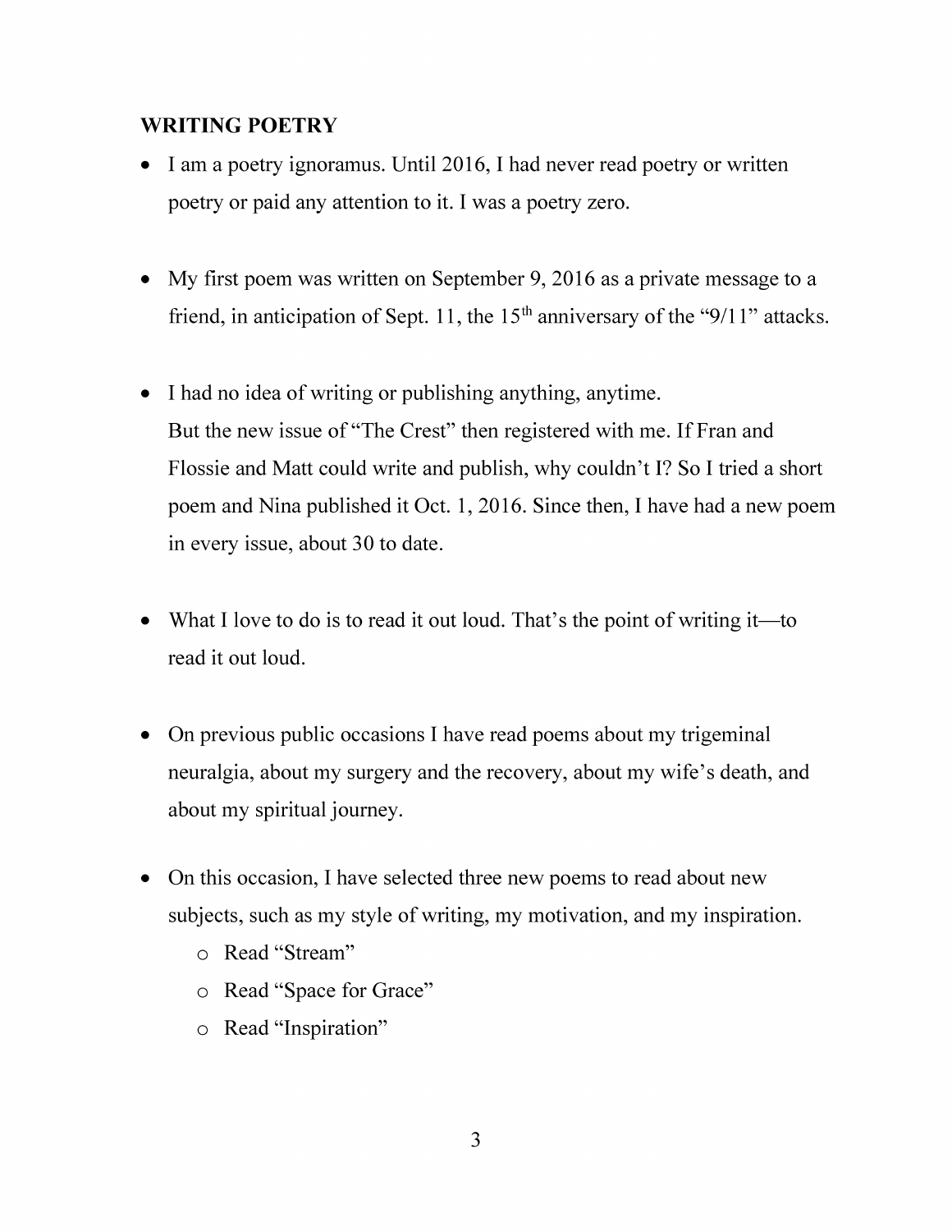**WRITING POETRY**

- I am a poetry ignoramus. Until 2016, I had never read poetry or written poetry or paid any attention to it. I was a poetry zero.

- My first poem was written on September 9, 2016 as a private message to a friend, in anticipation of Sept. 11, the 15th anniversary of the "9/11" attacks.

- I had no idea of writing or publishing anything, anytime.
  But the new issue of "The Crest" then registered with me. If Fran and Flossie and Matt could write and publish, why couldn't I? So I tried a short poem and Nina published it Oct. 1, 2016. Since then, I have had a new poem in every issue, about 30 to date.

- What I love to do is to read it out loud. That's the point of writing it—to read it out loud.

- On previous public occasions I have read poems about my trigeminal neuralgia, about my surgery and the recovery, about my wife's death, and about my spiritual journey.

- On this occasion, I have selected three new poems to read about new subjects, such as my style of writing, my motivation, and my inspiration.
  - Read "Stream"
  - Read "Space for Grace"
  - Read "Inspiration"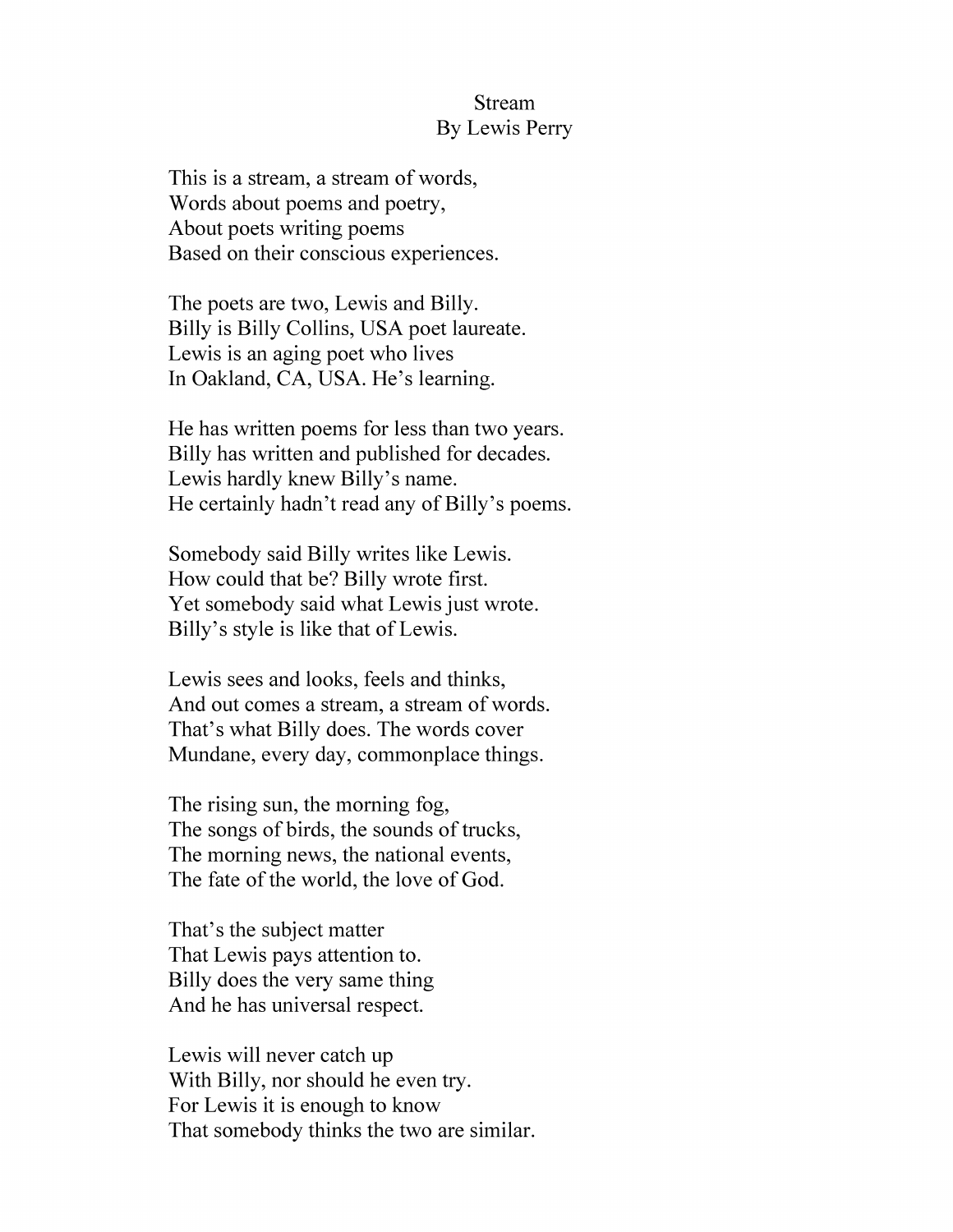# Stream

By Lewis Perry

This is a stream, a stream of words,
Words about poems and poetry,
About poets writing poems
Based on their conscious experiences.

The poets are two, Lewis and Billy.
Billy is Billy Collins, USA poet laureate.
Lewis is an aging poet who lives
In Oakland, CA, USA. He's learning.

He has written poems for less than two years.
Billy has written and published for decades.
Lewis hardly knew Billy's name.
He certainly hadn't read any of Billy's poems.

Somebody said Billy writes like Lewis.
How could that be? Billy wrote first.
Yet somebody said what Lewis just wrote.
Billy's style is like that of Lewis.

Lewis sees and looks, feels and thinks,
And out comes a stream, a stream of words.
That's what Billy does. The words cover
Mundane, every day, commonplace things.

The rising sun, the morning fog,
The songs of birds, the sounds of trucks,
The morning news, the national events,
The fate of the world, the love of God.

That's the subject matter
That Lewis pays attention to.
Billy does the very same thing
And he has universal respect.

Lewis will never catch up
With Billy, nor should he even try.
For Lewis it is enough to know
That somebody thinks the two are similar.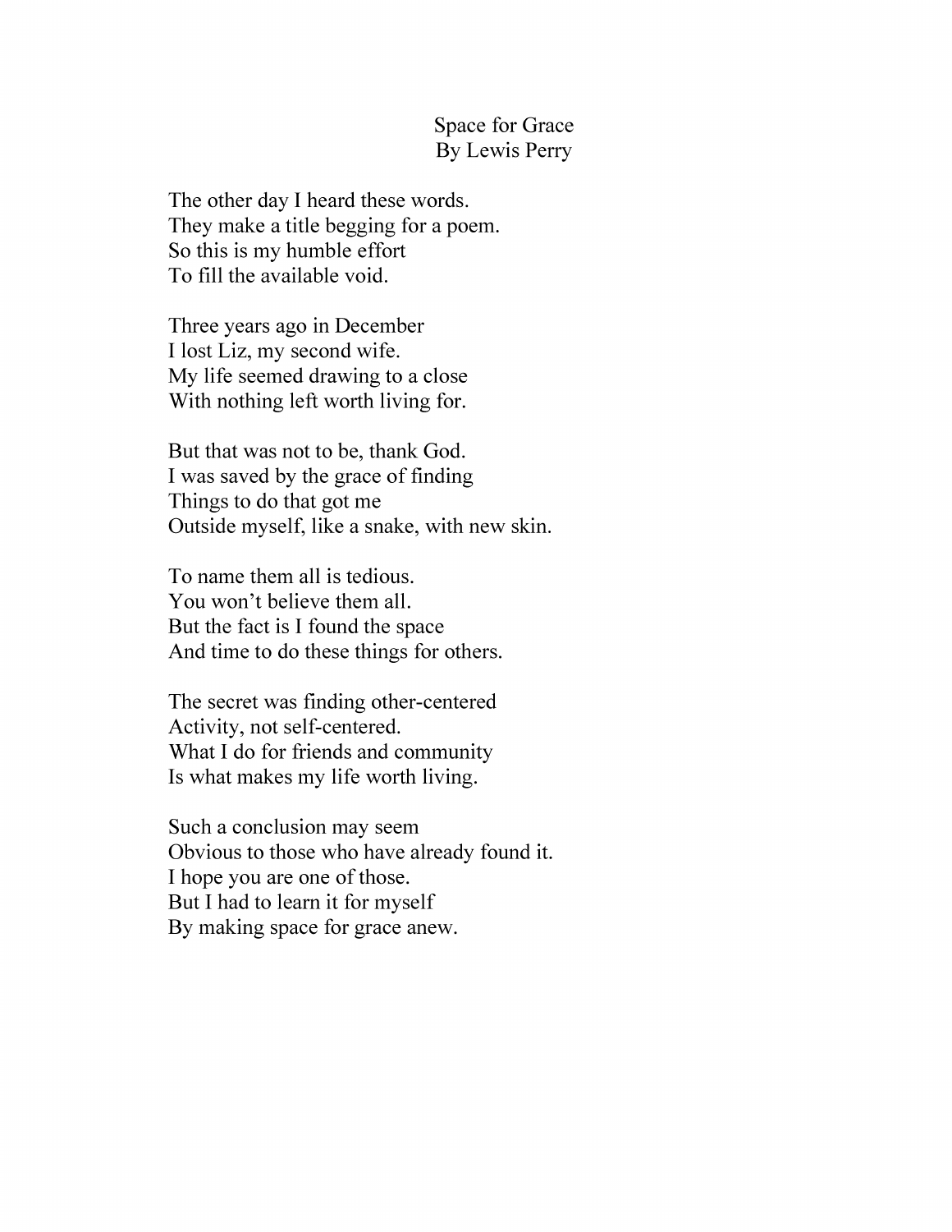# Space for Grace

By Lewis Perry

The other day I heard these words.  
They make a title begging for a poem.  
So this is my humble effort  
To fill the available void.

Three years ago in December  
I lost Liz, my second wife.  
My life seemed drawing to a close  
With nothing left worth living for.

But that was not to be, thank God.  
I was saved by the grace of finding  
Things to do that got me  
Outside myself, like a snake, with new skin.

To name them all is tedious.  
You won't believe them all.  
But the fact is I found the space  
And time to do these things for others.

The secret was finding other-centered  
Activity, not self-centered.  
What I do for friends and community  
Is what makes my life worth living.

Such a conclusion may seem  
Obvious to those who have already found it.  
I hope you are one of those.  
But I had to learn it for myself  
By making space for grace anew.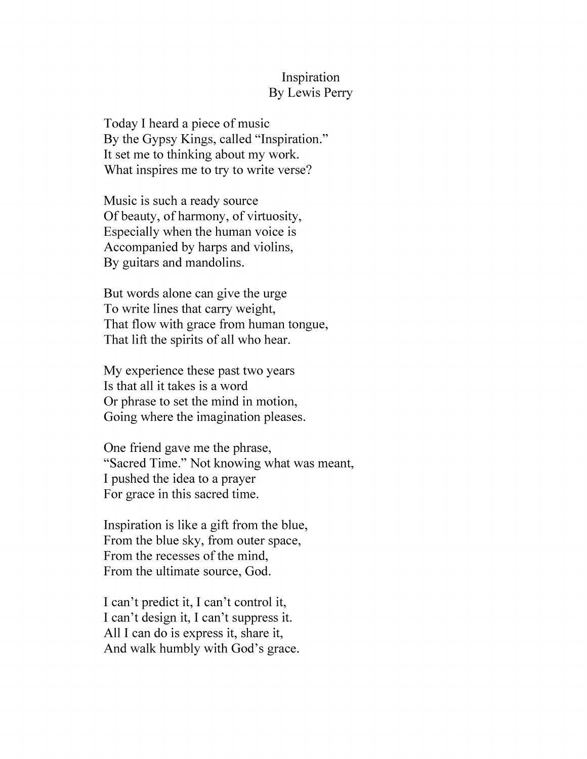# Inspiration

By Lewis Perry

Today I heard a piece of music  
By the Gypsy Kings, called "Inspiration."  
It set me to thinking about my work.  
What inspires me to try to write verse?

Music is such a ready source  
Of beauty, of harmony, of virtuosity,  
Especially when the human voice is  
Accompanied by harps and violins,  
By guitars and mandolins.

But words alone can give the urge  
To write lines that carry weight,  
That flow with grace from human tongue,  
That lift the spirits of all who hear.

My experience these past two years  
Is that all it takes is a word  
Or phrase to set the mind in motion,  
Going where the imagination pleases.

One friend gave me the phrase,  
"Sacred Time." Not knowing what was meant,  
I pushed the idea to a prayer  
For grace in this sacred time.

Inspiration is like a gift from the blue,  
From the blue sky, from outer space,  
From the recesses of the mind,  
From the ultimate source, God.

I can't predict it, I can't control it,  
I can't design it, I can't suppress it.  
All I can do is express it, share it,  
And walk humbly with God's grace.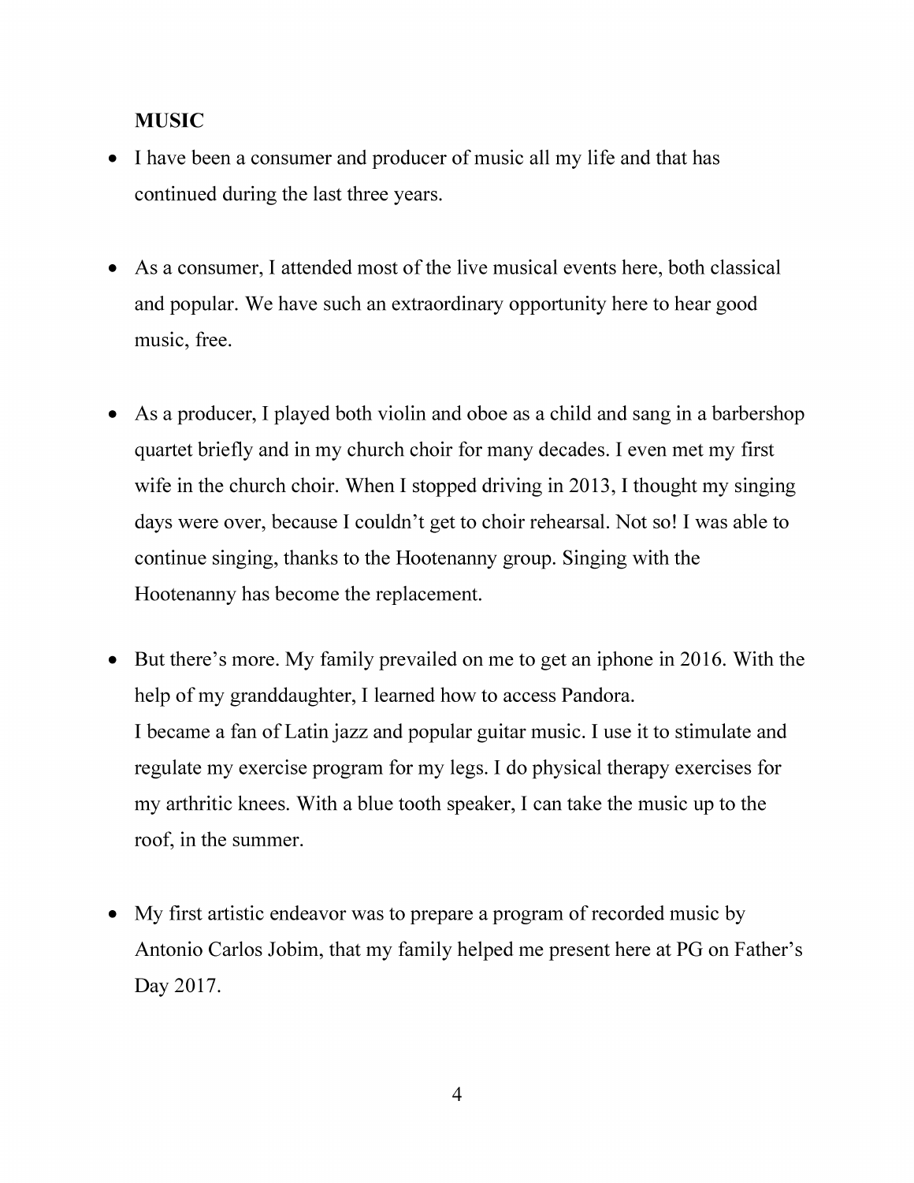**MUSIC**

- I have been a consumer and producer of music all my life and that has continued during the last three years.

- As a consumer, I attended most of the live musical events here, both classical and popular. We have such an extraordinary opportunity here to hear good music, free.

- As a producer, I played both violin and oboe as a child and sang in a barbershop quartet briefly and in my church choir for many decades. I even met my first wife in the church choir. When I stopped driving in 2013, I thought my singing days were over, because I couldn't get to choir rehearsal. Not so! I was able to continue singing, thanks to the Hootenanny group. Singing with the Hootenanny has become the replacement.

- But there's more. My family prevailed on me to get an iphone in 2016. With the help of my granddaughter, I learned how to access Pandora.
  I became a fan of Latin jazz and popular guitar music. I use it to stimulate and regulate my exercise program for my legs. I do physical therapy exercises for my arthritic knees. With a blue tooth speaker, I can take the music up to the roof, in the summer.

- My first artistic endeavor was to prepare a program of recorded music by Antonio Carlos Jobim, that my family helped me present here at PG on Father's Day 2017.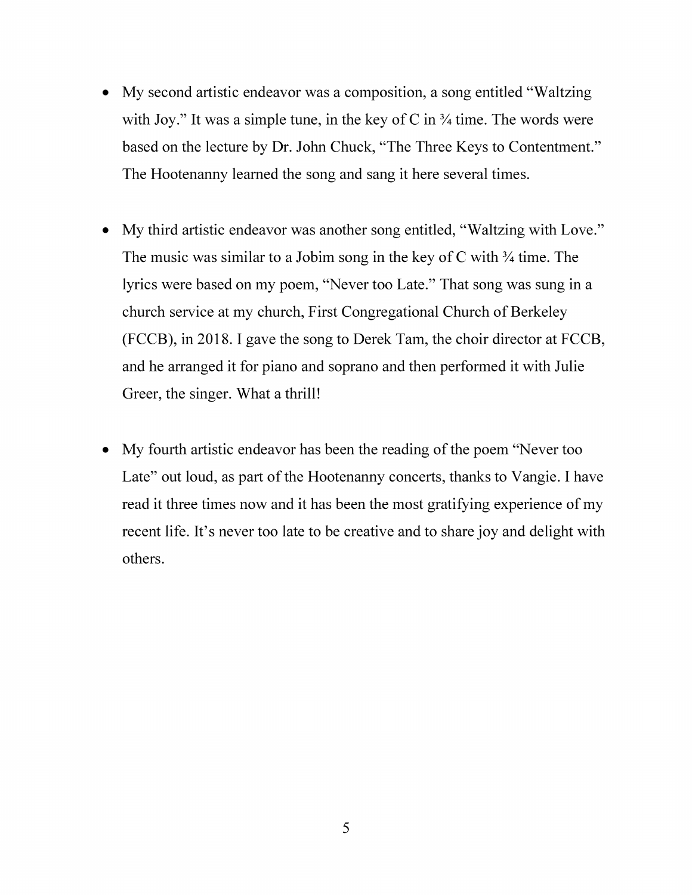- My second artistic endeavor was a composition, a song entitled “Waltzing with Joy.” It was a simple tune, in the key of C in ¾ time. The words were based on the lecture by Dr. John Chuck, “The Three Keys to Contentment.” The Hootenanny learned the song and sang it here several times.

- My third artistic endeavor was another song entitled, “Waltzing with Love.” The music was similar to a Jobim song in the key of C with ¾ time. The lyrics were based on my poem, “Never too Late.” That song was sung in a church service at my church, First Congregational Church of Berkeley (FCCB), in 2018. I gave the song to Derek Tam, the choir director at FCCB, and he arranged it for piano and soprano and then performed it with Julie Greer, the singer. What a thrill!

- My fourth artistic endeavor has been the reading of the poem “Never too Late” out loud, as part of the Hootenanny concerts, thanks to Vangie. I have read it three times now and it has been the most gratifying experience of my recent life. It’s never too late to be creative and to share joy and delight with others.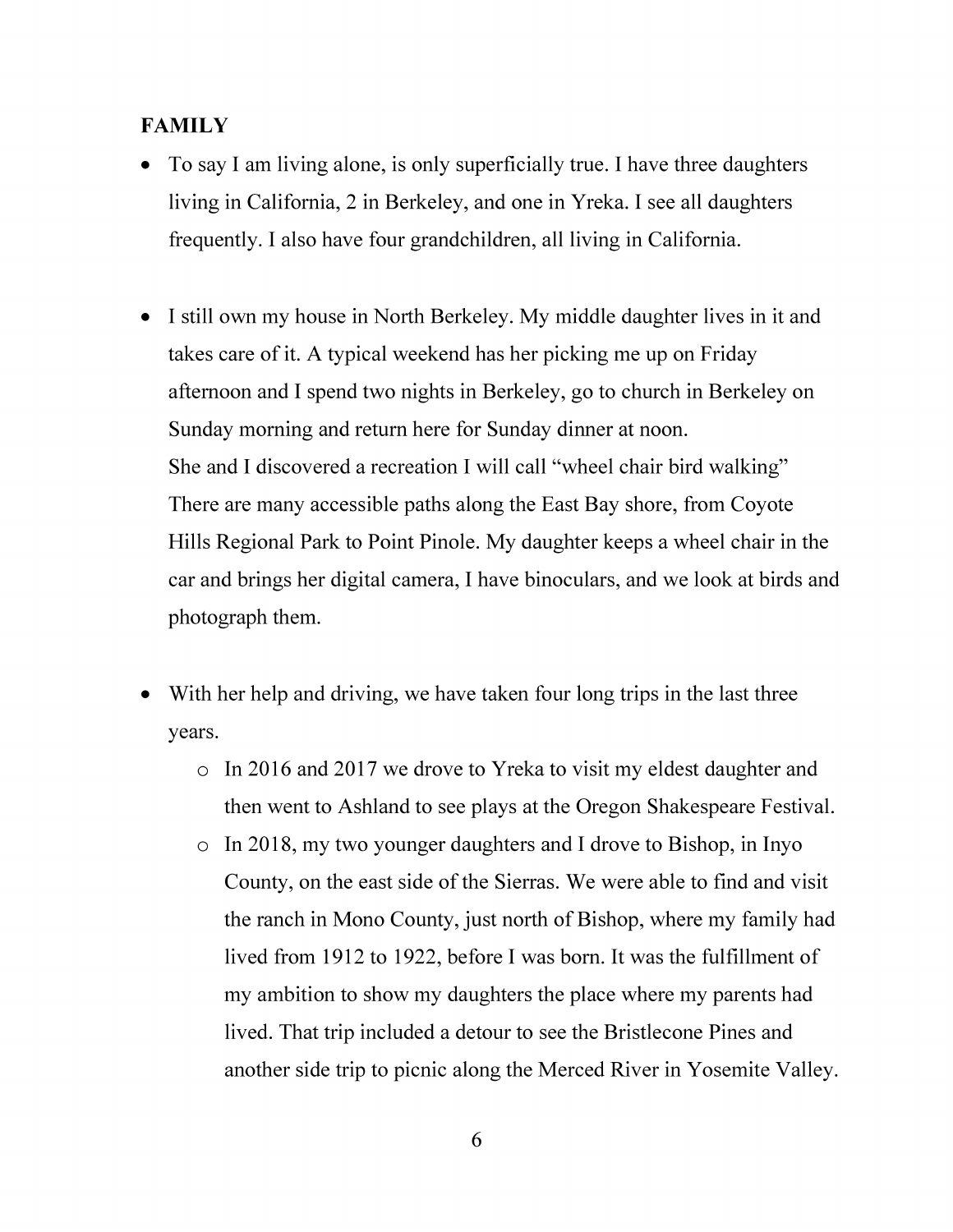**FAMILY**

- To say I am living alone, is only superficially true. I have three daughters living in California, 2 in Berkeley, and one in Yreka. I see all daughters frequently. I also have four grandchildren, all living in California.

- I still own my house in North Berkeley. My middle daughter lives in it and takes care of it. A typical weekend has her picking me up on Friday afternoon and I spend two nights in Berkeley, go to church in Berkeley on Sunday morning and return here for Sunday dinner at noon.
  She and I discovered a recreation I will call "wheel chair bird walking" There are many accessible paths along the East Bay shore, from Coyote Hills Regional Park to Point Pinole. My daughter keeps a wheel chair in the car and brings her digital camera, I have binoculars, and we look at birds and photograph them.

- With her help and driving, we have taken four long trips in the last three years.
  - In 2016 and 2017 we drove to Yreka to visit my eldest daughter and then went to Ashland to see plays at the Oregon Shakespeare Festival.
  - In 2018, my two younger daughters and I drove to Bishop, in Inyo County, on the east side of the Sierras. We were able to find and visit the ranch in Mono County, just north of Bishop, where my family had lived from 1912 to 1922, before I was born. It was the fulfillment of my ambition to show my daughters the place where my parents had lived. That trip included a detour to see the Bristlecone Pines and another side trip to picnic along the Merced River in Yosemite Valley.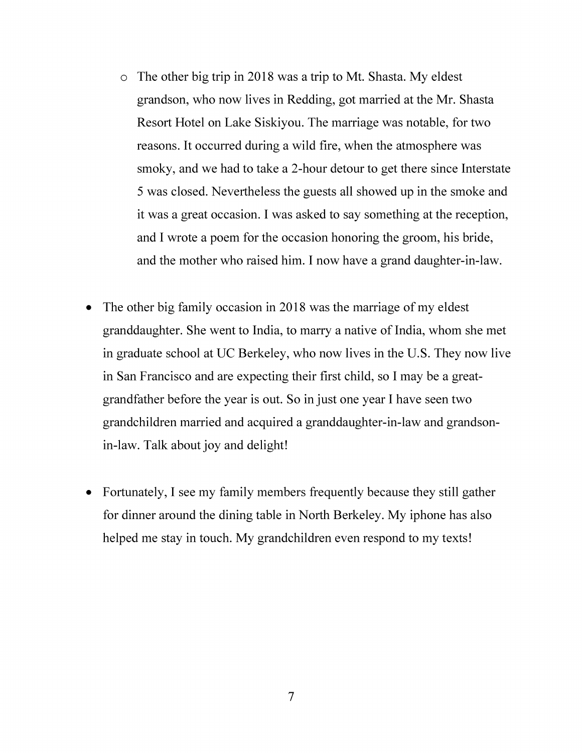- The other big trip in 2018 was a trip to Mt. Shasta. My eldest grandson, who now lives in Redding, got married at the Mr. Shasta Resort Hotel on Lake Siskiyou. The marriage was notable, for two reasons. It occurred during a wild fire, when the atmosphere was smoky, and we had to take a 2-hour detour to get there since Interstate 5 was closed. Nevertheless the guests all showed up in the smoke and it was a great occasion. I was asked to say something at the reception, and I wrote a poem for the occasion honoring the groom, his bride, and the mother who raised him. I now have a grand daughter-in-law.

- The other big family occasion in 2018 was the marriage of my eldest granddaughter. She went to India, to marry a native of India, whom she met in graduate school at UC Berkeley, who now lives in the U.S. They now live in San Francisco and are expecting their first child, so I may be a great-grandfather before the year is out. So in just one year I have seen two grandchildren married and acquired a granddaughter-in-law and grandson-in-law. Talk about joy and delight!

- Fortunately, I see my family members frequently because they still gather for dinner around the dining table in North Berkeley. My iphone has also helped me stay in touch. My grandchildren even respond to my texts!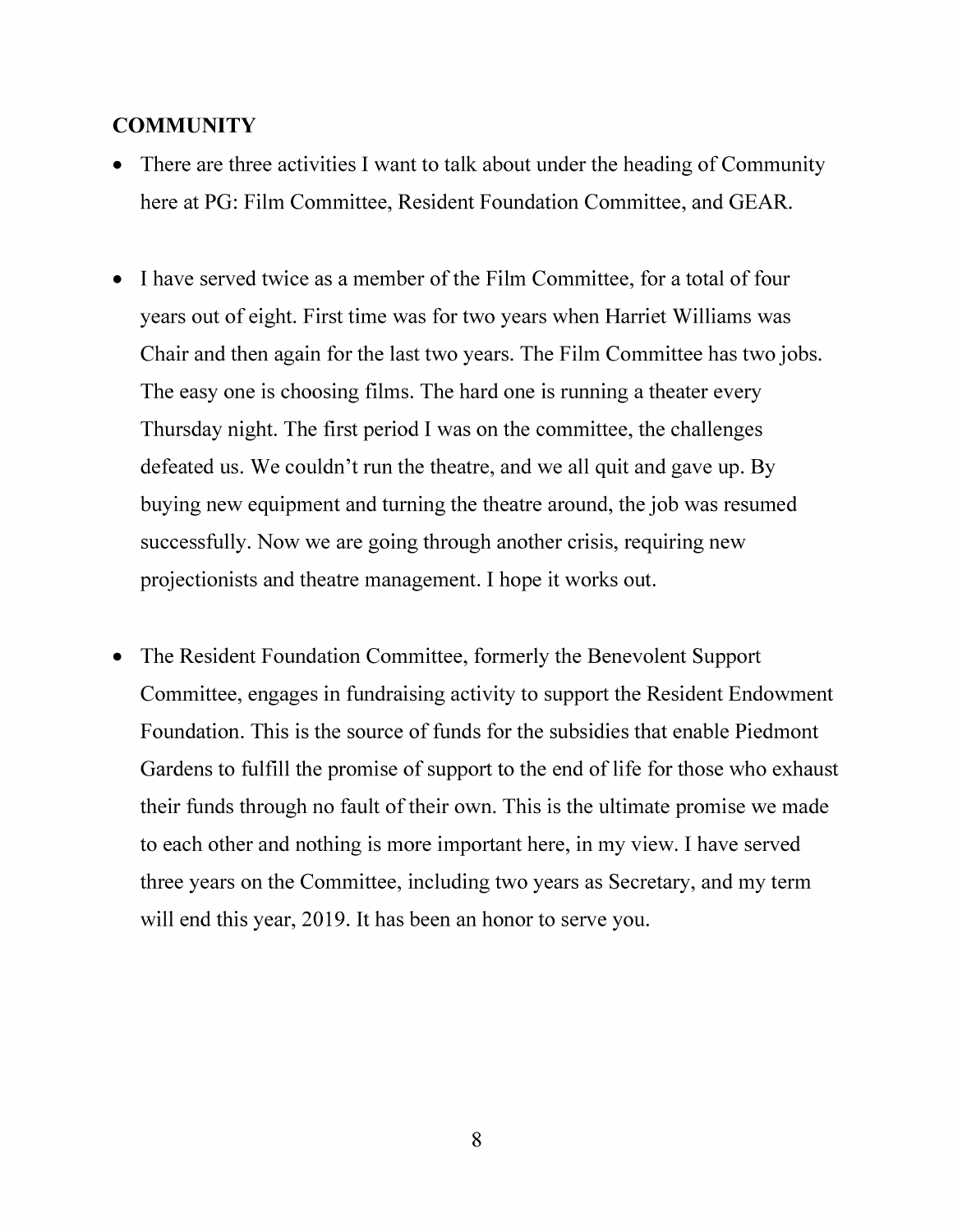**COMMUNITY**

- There are three activities I want to talk about under the heading of Community here at PG: Film Committee, Resident Foundation Committee, and GEAR.

- I have served twice as a member of the Film Committee, for a total of four years out of eight. First time was for two years when Harriet Williams was Chair and then again for the last two years. The Film Committee has two jobs. The easy one is choosing films. The hard one is running a theater every Thursday night. The first period I was on the committee, the challenges defeated us. We couldn't run the theatre, and we all quit and gave up. By buying new equipment and turning the theatre around, the job was resumed successfully. Now we are going through another crisis, requiring new projectionists and theatre management. I hope it works out.

- The Resident Foundation Committee, formerly the Benevolent Support Committee, engages in fundraising activity to support the Resident Endowment Foundation. This is the source of funds for the subsidies that enable Piedmont Gardens to fulfill the promise of support to the end of life for those who exhaust their funds through no fault of their own. This is the ultimate promise we made to each other and nothing is more important here, in my view. I have served three years on the Committee, including two years as Secretary, and my term will end this year, 2019. It has been an honor to serve you.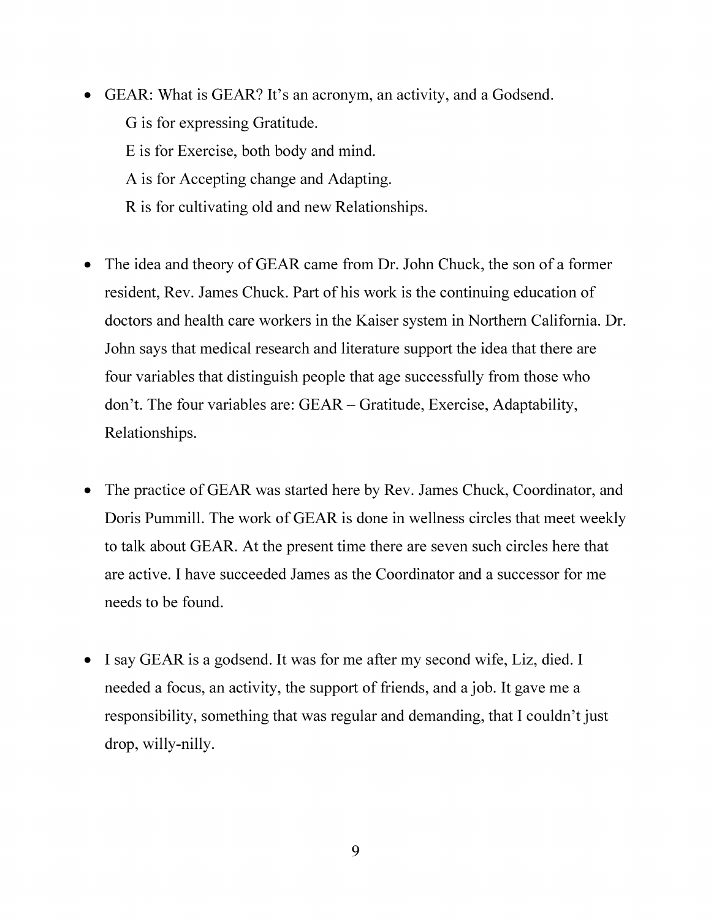- GEAR: What is GEAR? It's an acronym, an activity, and a Godsend.

  G is for expressing Gratitude.

  E is for Exercise, both body and mind.

  A is for Accepting change and Adapting.

  R is for cultivating old and new Relationships.

- The idea and theory of GEAR came from Dr. John Chuck, the son of a former resident, Rev. James Chuck. Part of his work is the continuing education of doctors and health care workers in the Kaiser system in Northern California. Dr. John says that medical research and literature support the idea that there are four variables that distinguish people that age successfully from those who don't. The four variables are: GEAR – Gratitude, Exercise, Adaptability, Relationships.

- The practice of GEAR was started here by Rev. James Chuck, Coordinator, and Doris Pummill. The work of GEAR is done in wellness circles that meet weekly to talk about GEAR. At the present time there are seven such circles here that are active. I have succeeded James as the Coordinator and a successor for me needs to be found.

- I say GEAR is a godsend. It was for me after my second wife, Liz, died. I needed a focus, an activity, the support of friends, and a job. It gave me a responsibility, something that was regular and demanding, that I couldn't just drop, willy-nilly.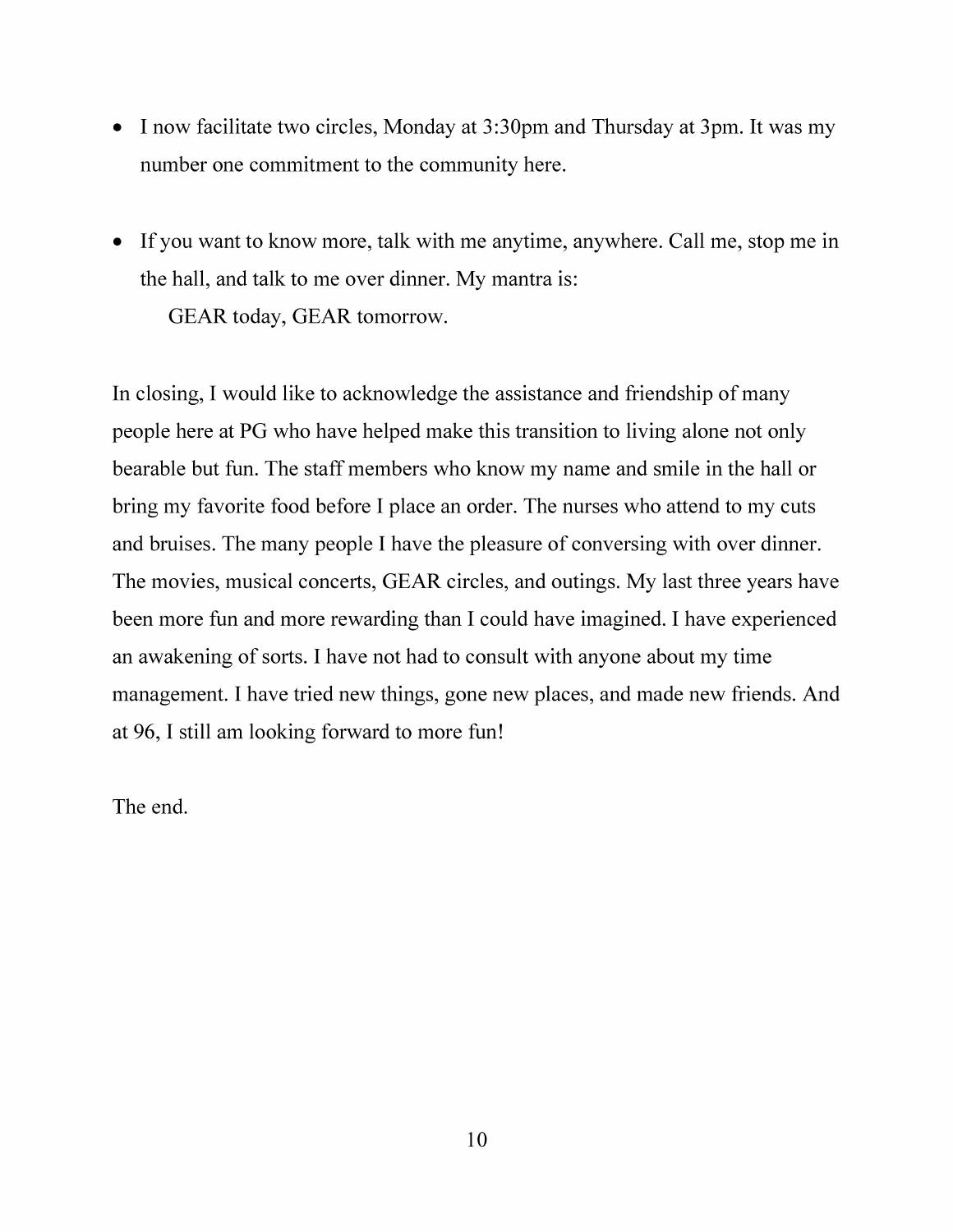- I now facilitate two circles, Monday at 3:30pm and Thursday at 3pm. It was my number one commitment to the community here.

- If you want to know more, talk with me anytime, anywhere. Call me, stop me in the hall, and talk to me over dinner. My mantra is:

  GEAR today, GEAR tomorrow.

In closing, I would like to acknowledge the assistance and friendship of many people here at PG who have helped make this transition to living alone not only bearable but fun. The staff members who know my name and smile in the hall or bring my favorite food before I place an order. The nurses who attend to my cuts and bruises. The many people I have the pleasure of conversing with over dinner. The movies, musical concerts, GEAR circles, and outings. My last three years have been more fun and more rewarding than I could have imagined. I have experienced an awakening of sorts. I have not had to consult with anyone about my time management. I have tried new things, gone new places, and made new friends. And at 96, I still am looking forward to more fun!

The end.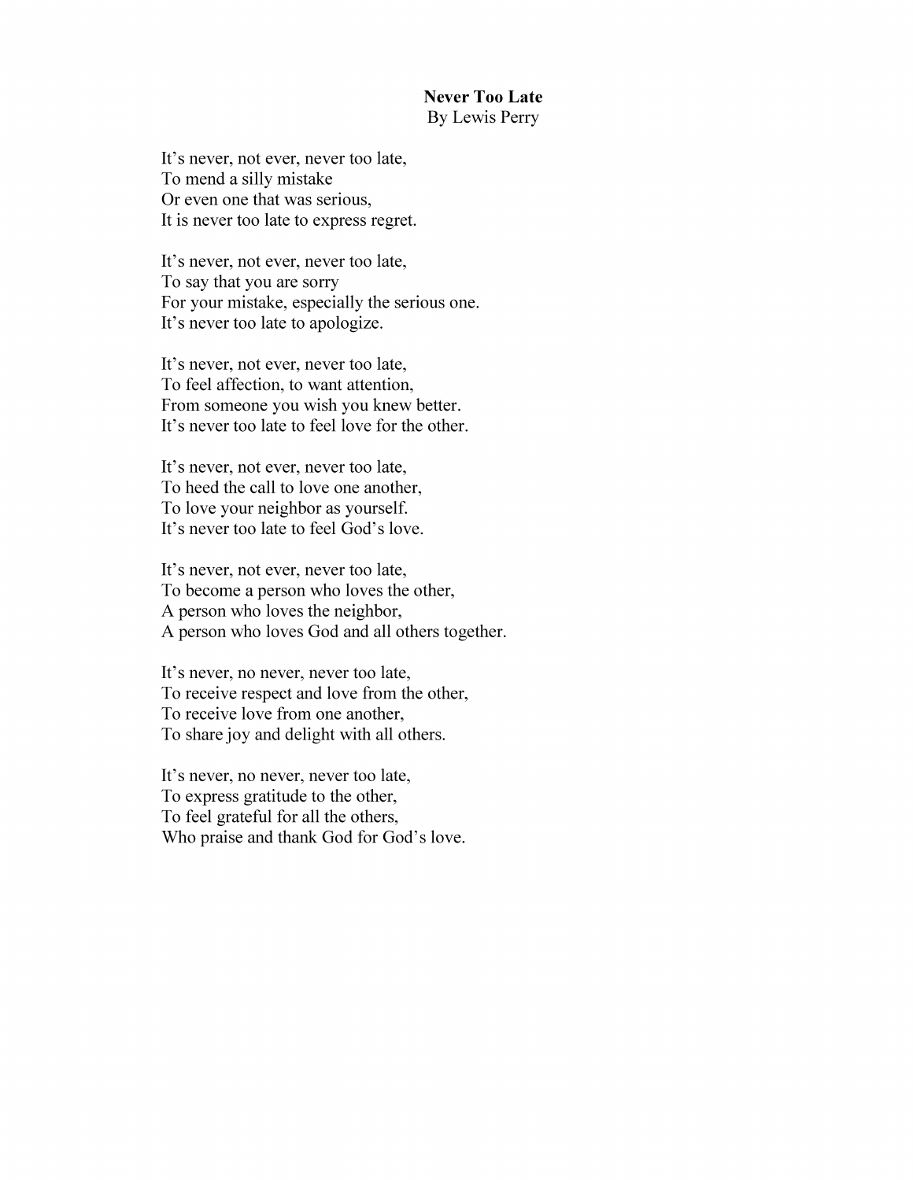**Never Too Late**
By Lewis Perry

It's never, not ever, never too late,
To mend a silly mistake
Or even one that was serious,
It is never too late to express regret.

It's never, not ever, never too late,
To say that you are sorry
For your mistake, especially the serious one.
It's never too late to apologize.

It's never, not ever, never too late,
To feel affection, to want attention,
From someone you wish you knew better.
It's never too late to feel love for the other.

It's never, not ever, never too late,
To heed the call to love one another,
To love your neighbor as yourself.
It's never too late to feel God's love.

It's never, not ever, never too late,
To become a person who loves the other,
A person who loves the neighbor,
A person who loves God and all others together.

It's never, no never, never too late,
To receive respect and love from the other,
To receive love from one another,
To share joy and delight with all others.

It's never, no never, never too late,
To express gratitude to the other,
To feel grateful for all the others,
Who praise and thank God for God's love.